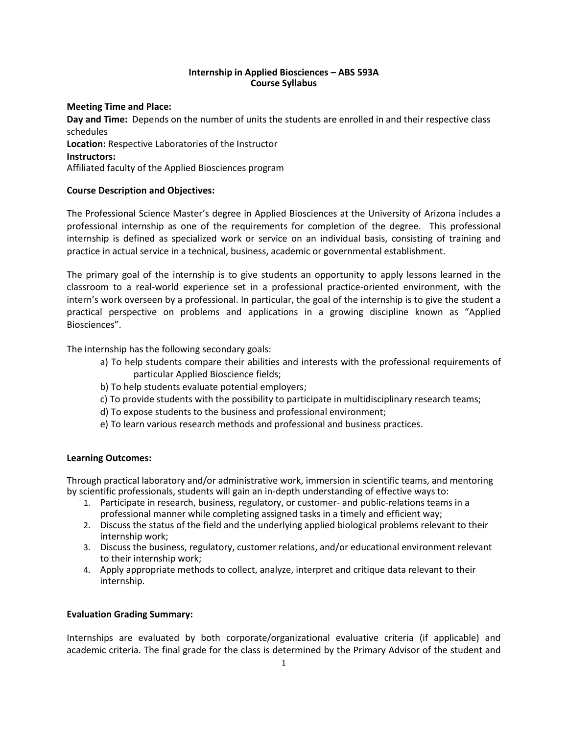# Internship in Applied Biosciences – ABS 593A
## Course Syllabus

**Meeting Time and Place:**

**Day and Time:** Depends on the number of units the students are enrolled in and their respective class schedules

**Location:** Respective Laboratories of the Instructor

**Instructors:**

Affiliated faculty of the Applied Biosciences program

**Course Description and Objectives:**

The Professional Science Master's degree in Applied Biosciences at the University of Arizona includes a professional internship as one of the requirements for completion of the degree. This professional internship is defined as specialized work or service on an individual basis, consisting of training and practice in actual service in a technical, business, academic or governmental establishment.

The primary goal of the internship is to give students an opportunity to apply lessons learned in the classroom to a real-world experience set in a professional practice-oriented environment, with the intern's work overseen by a professional. In particular, the goal of the internship is to give the student a practical perspective on problems and applications in a growing discipline known as "Applied Biosciences".

The internship has the following secondary goals:

a) To help students compare their abilities and interests with the professional requirements of particular Applied Bioscience fields;
b) To help students evaluate potential employers;
c) To provide students with the possibility to participate in multidisciplinary research teams;
d) To expose students to the business and professional environment;
e) To learn various research methods and professional and business practices.

**Learning Outcomes:**

Through practical laboratory and/or administrative work, immersion in scientific teams, and mentoring by scientific professionals, students will gain an in-depth understanding of effective ways to:

1. Participate in research, business, regulatory, or customer- and public-relations teams in a professional manner while completing assigned tasks in a timely and efficient way;
2. Discuss the status of the field and the underlying applied biological problems relevant to their internship work;
3. Discuss the business, regulatory, customer relations, and/or educational environment relevant to their internship work;
4. Apply appropriate methods to collect, analyze, interpret and critique data relevant to their internship.

**Evaluation Grading Summary:**

Internships are evaluated by both corporate/organizational evaluative criteria (if applicable) and academic criteria. The final grade for the class is determined by the Primary Advisor of the student and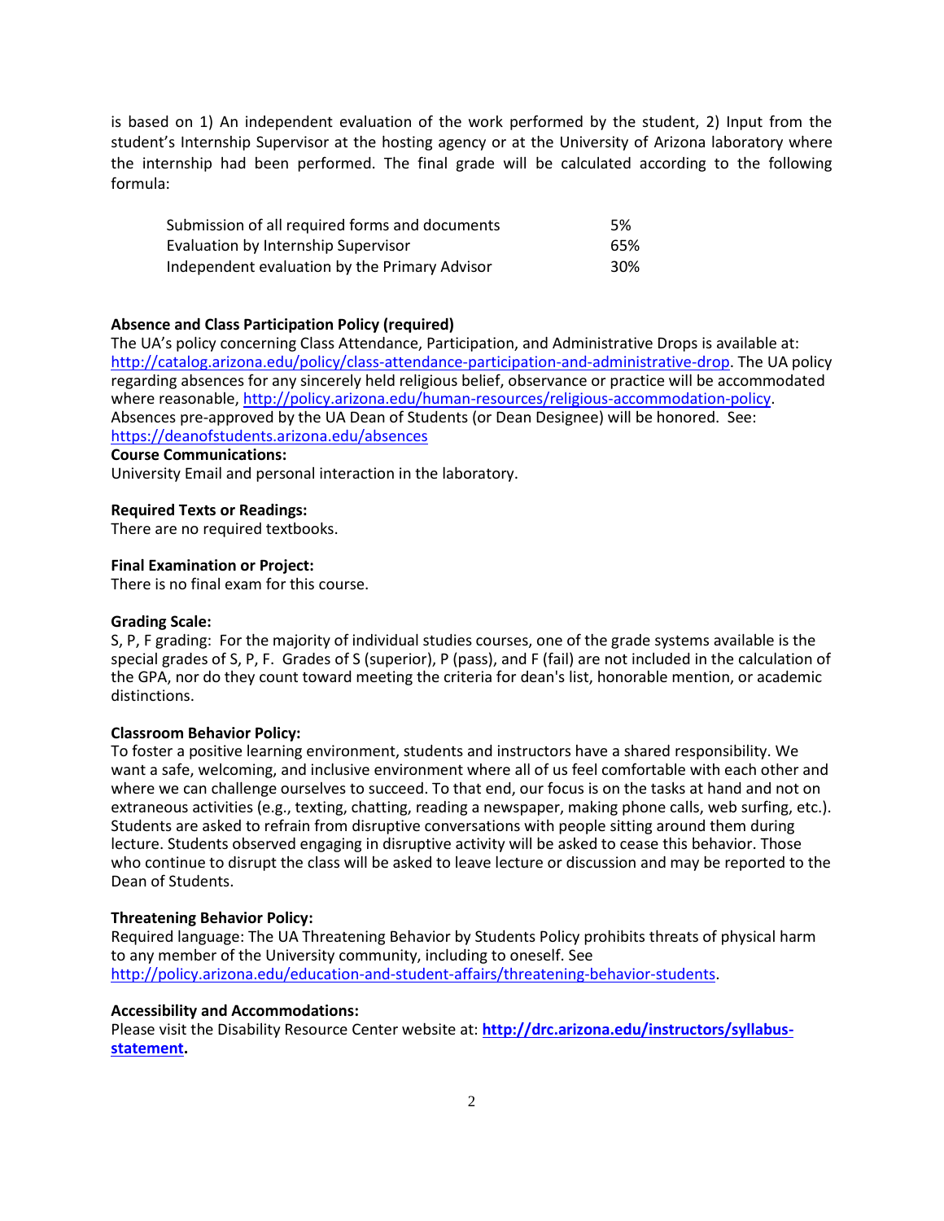is based on 1) An independent evaluation of the work performed by the student, 2) Input from the student's Internship Supervisor at the hosting agency or at the University of Arizona laboratory where the internship had been performed. The final grade will be calculated according to the following formula:

| | |
|---|---|
| Submission of all required forms and documents | 5% |
| Evaluation by Internship Supervisor | 65% |
| Independent evaluation by the Primary Advisor | 30% |

**Absence and Class Participation Policy (required)**
The UA's policy concerning Class Attendance, Participation, and Administrative Drops is available at: http://catalog.arizona.edu/policy/class-attendance-participation-and-administrative-drop. The UA policy regarding absences for any sincerely held religious belief, observance or practice will be accommodated where reasonable, http://policy.arizona.edu/human-resources/religious-accommodation-policy. Absences pre-approved by the UA Dean of Students (or Dean Designee) will be honored. See: https://deanofstudents.arizona.edu/absences

**Course Communications:**
University Email and personal interaction in the laboratory.

**Required Texts or Readings:**
There are no required textbooks.

**Final Examination or Project:**
There is no final exam for this course.

**Grading Scale:**
S, P, F grading: For the majority of individual studies courses, one of the grade systems available is the special grades of S, P, F. Grades of S (superior), P (pass), and F (fail) are not included in the calculation of the GPA, nor do they count toward meeting the criteria for dean's list, honorable mention, or academic distinctions.

**Classroom Behavior Policy:**
To foster a positive learning environment, students and instructors have a shared responsibility. We want a safe, welcoming, and inclusive environment where all of us feel comfortable with each other and where we can challenge ourselves to succeed. To that end, our focus is on the tasks at hand and not on extraneous activities (e.g., texting, chatting, reading a newspaper, making phone calls, web surfing, etc.). Students are asked to refrain from disruptive conversations with people sitting around them during lecture. Students observed engaging in disruptive activity will be asked to cease this behavior. Those who continue to disrupt the class will be asked to leave lecture or discussion and may be reported to the Dean of Students.

**Threatening Behavior Policy:**
Required language: The UA Threatening Behavior by Students Policy prohibits threats of physical harm to any member of the University community, including to oneself. See http://policy.arizona.edu/education-and-student-affairs/threatening-behavior-students.

**Accessibility and Accommodations:**
Please visit the Disability Resource Center website at: **http://drc.arizona.edu/instructors/syllabus-statement.**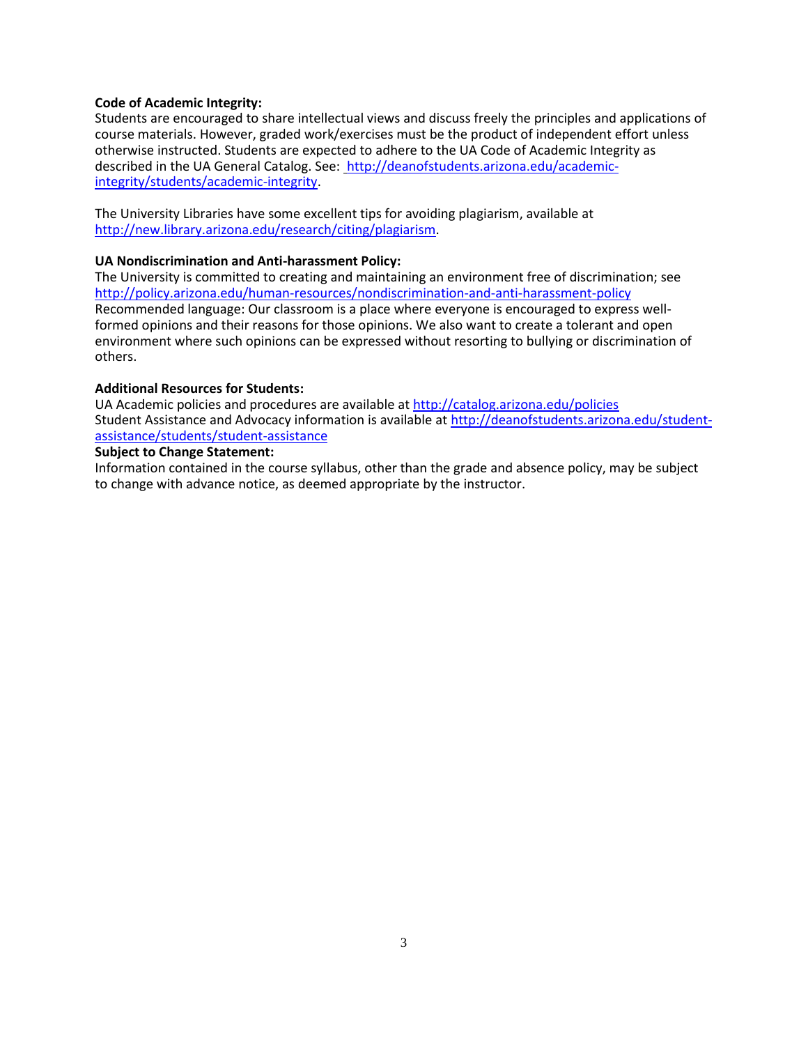**Code of Academic Integrity:**
Students are encouraged to share intellectual views and discuss freely the principles and applications of course materials. However, graded work/exercises must be the product of independent effort unless otherwise instructed. Students are expected to adhere to the UA Code of Academic Integrity as described in the UA General Catalog. See: http://deanofstudents.arizona.edu/academic-integrity/students/academic-integrity.

The University Libraries have some excellent tips for avoiding plagiarism, available at http://new.library.arizona.edu/research/citing/plagiarism.

**UA Nondiscrimination and Anti-harassment Policy:**
The University is committed to creating and maintaining an environment free of discrimination; see http://policy.arizona.edu/human-resources/nondiscrimination-and-anti-harassment-policy
Recommended language: Our classroom is a place where everyone is encouraged to express well-formed opinions and their reasons for those opinions. We also want to create a tolerant and open environment where such opinions can be expressed without resorting to bullying or discrimination of others.

**Additional Resources for Students:**
UA Academic policies and procedures are available at http://catalog.arizona.edu/policies
Student Assistance and Advocacy information is available at http://deanofstudents.arizona.edu/student-assistance/students/student-assistance

**Subject to Change Statement:**
Information contained in the course syllabus, other than the grade and absence policy, may be subject to change with advance notice, as deemed appropriate by the instructor.